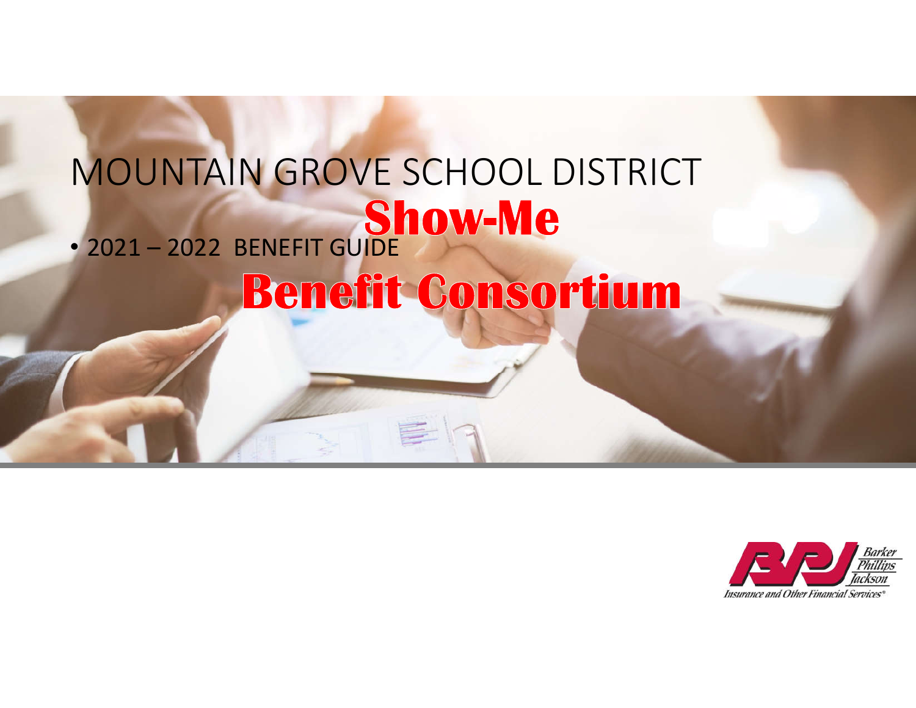# MOUNTAIN GROVE SCHOOL DISTRICT

**Show-Me**

- 2021 – 2022 BENEFIT GUIDE

**Benefit Consortium**

Barker Phillips Jackson

*Insurance and Other Financial Services®*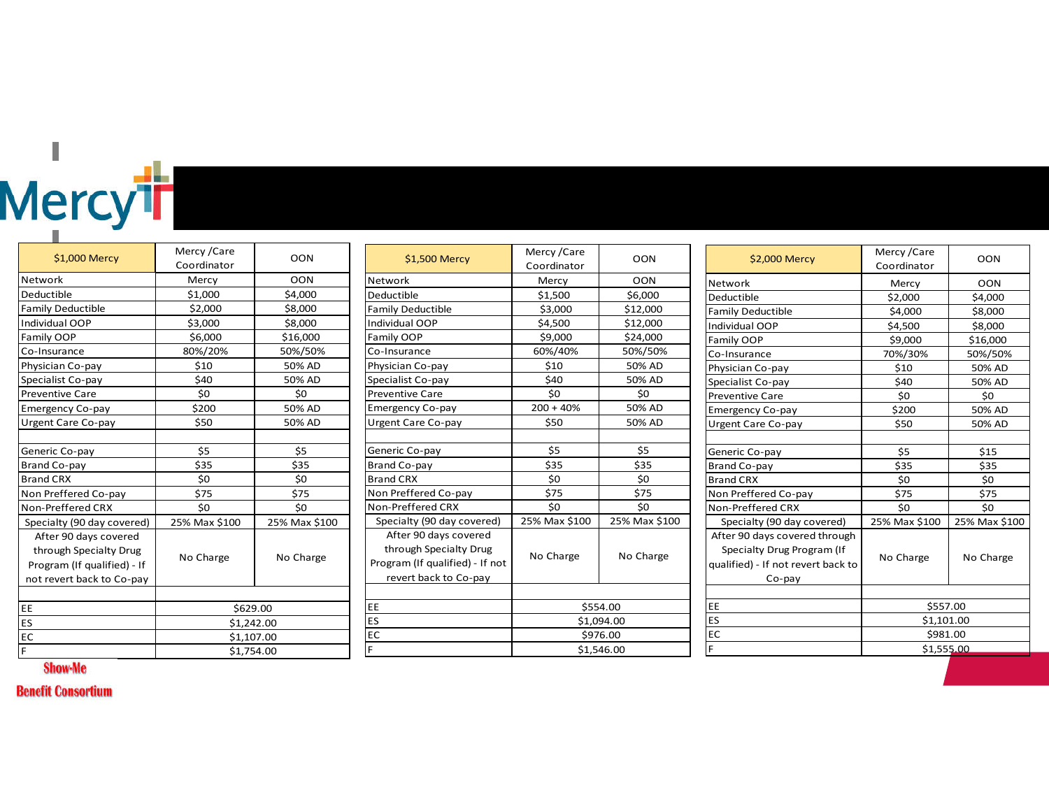| $1,000 Mercy | Mercy /Care Coordinator | OON |
|---|---|---|
| Network | Mercy | OON |
| Deductible | $1,000 | $4,000 |
| Family Deductible | $2,000 | $8,000 |
| Individual OOP | $3,000 | $8,000 |
| Family OOP | $6,000 | $16,000 |
| Co-Insurance | 80%/20% | 50%/50% |
| Physician Co-pay | $10 | 50% AD |
| Specialist Co-pay | $40 | 50% AD |
| Preventive Care | $0 | $0 |
| Emergency Co-pay | $200 | 50% AD |
| Urgent Care Co-pay | $50 | 50% AD |
| | | |
| Generic Co-pay | $5 | $5 |
| Brand Co-pay | $35 | $35 |
| Brand CRX | $0 | $0 |
| Non Preffered Co-pay | $75 | $75 |
| Non-Preffered CRX | $0 | $0 |
| Specialty (90 day covered) | 25% Max $100 | 25% Max $100 |
| After 90 days covered through Specialty Drug Program (If qualified) - If not revert back to Co-pay | No Charge | No Charge |
| | | |
| EE | $629.00 | |
| ES | $1,242.00 | |
| EC | $1,107.00 | |
| F | $1,754.00 | |

| $1,500 Mercy | Mercy /Care Coordinator | OON |
|---|---|---|
| Network | Mercy | OON |
| Deductible | $1,500 | $6,000 |
| Family Deductible | $3,000 | $12,000 |
| Individual OOP | $4,500 | $12,000 |
| Family OOP | $9,000 | $24,000 |
| Co-Insurance | 60%/40% | 50%/50% |
| Physician Co-pay | $10 | 50% AD |
| Specialist Co-pay | $40 | 50% AD |
| Preventive Care | $0 | $0 |
| Emergency Co-pay | 200 + 40% | 50% AD |
| Urgent Care Co-pay | $50 | 50% AD |
| | | |
| Generic Co-pay | $5 | $5 |
| Brand Co-pay | $35 | $35 |
| Brand CRX | $0 | $0 |
| Non Preffered Co-pay | $75 | $75 |
| Non-Preffered CRX | $0 | $0 |
| Specialty (90 day covered) | 25% Max $100 | 25% Max $100 |
| After 90 days covered through Specialty Drug Program (If qualified) - If not revert back to Co-pay | No Charge | No Charge |
| | | |
| EE | $554.00 | |
| ES | $1,094.00 | |
| EC | $976.00 | |
| F | $1,546.00 | |

| $2,000 Mercy | Mercy /Care Coordinator | OON |
|---|---|---|
| Network | Mercy | OON |
| Deductible | $2,000 | $4,000 |
| Family Deductible | $4,000 | $8,000 |
| Individual OOP | $4,500 | $8,000 |
| Family OOP | $9,000 | $16,000 |
| Co-Insurance | 70%/30% | 50%/50% |
| Physician Co-pay | $10 | 50% AD |
| Specialist Co-pay | $40 | 50% AD |
| Preventive Care | $0 | $0 |
| Emergency Co-pay | $200 | 50% AD |
| Urgent Care Co-pay | $50 | 50% AD |
| | | |
| Generic Co-pay | $5 | $15 |
| Brand Co-pay | $35 | $35 |
| Brand CRX | $0 | $0 |
| Non Preffered Co-pay | $75 | $75 |
| Non-Preffered CRX | $0 | $0 |
| Specialty (90 day covered) | 25% Max $100 | 25% Max $100 |
| After 90 days covered through Specialty Drug Program (If qualified) - If not revert back to Co-pay | No Charge | No Charge |
| | | |
| EE | $557.00 | |
| ES | $1,101.00 | |
| EC | $981.00 | |
| F | $1,555.00 | |

**Show-Me Benefit Consortium**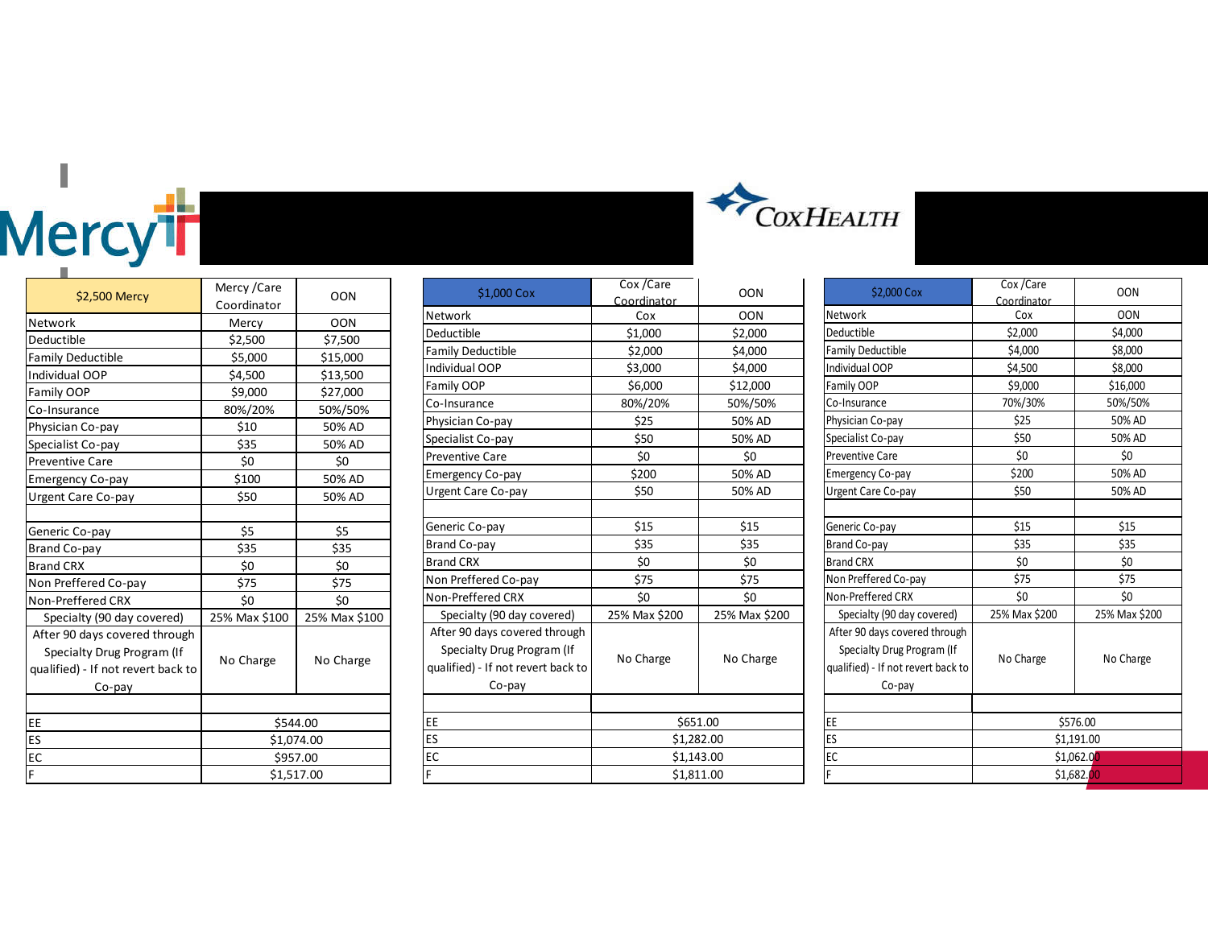Mercy

CoxHealth

| $2,500 Mercy | Mercy /Care Coordinator | OON |
|---|---|---|
| Network | Mercy | OON |
| Deductible | $2,500 | $7,500 |
| Family Deductible | $5,000 | $15,000 |
| Individual OOP | $4,500 | $13,500 |
| Family OOP | $9,000 | $27,000 |
| Co-Insurance | 80%/20% | 50%/50% |
| Physician Co-pay | $10 | 50% AD |
| Specialist Co-pay | $35 | 50% AD |
| Preventive Care | $0 | $0 |
| Emergency Co-pay | $100 | 50% AD |
| Urgent Care Co-pay | $50 | 50% AD |
| | | |
| Generic Co-pay | $5 | $5 |
| Brand Co-pay | $35 | $35 |
| Brand CRX | $0 | $0 |
| Non Preffered Co-pay | $75 | $75 |
| Non-Preffered CRX | $0 | $0 |
| Specialty (90 day covered) | 25% Max $100 | 25% Max $100 |
| After 90 days covered through Specialty Drug Program (If qualified) - If not revert back to Co-pay | No Charge | No Charge |
| | | |
| EE | $544.00 | |
| ES | $1,074.00 | |
| EC | $957.00 | |
| F | $1,517.00 | |

| $1,000 Cox | Cox /Care Coordinator | OON |
|---|---|---|
| Network | Cox | OON |
| Deductible | $1,000 | $2,000 |
| Family Deductible | $2,000 | $4,000 |
| Individual OOP | $3,000 | $4,000 |
| Family OOP | $6,000 | $12,000 |
| Co-Insurance | 80%/20% | 50%/50% |
| Physician Co-pay | $25 | 50% AD |
| Specialist Co-pay | $50 | 50% AD |
| Preventive Care | $0 | $0 |
| Emergency Co-pay | $200 | 50% AD |
| Urgent Care Co-pay | $50 | 50% AD |
| | | |
| Generic Co-pay | $15 | $15 |
| Brand Co-pay | $35 | $35 |
| Brand CRX | $0 | $0 |
| Non Preffered Co-pay | $75 | $75 |
| Non-Preffered CRX | $0 | $0 |
| Specialty (90 day covered) | 25% Max $200 | 25% Max $200 |
| After 90 days covered through Specialty Drug Program (If qualified) - If not revert back to Co-pay | No Charge | No Charge |
| | | |
| EE | $651.00 | |
| ES | $1,282.00 | |
| EC | $1,143.00 | |
| F | $1,811.00 | |

| $2,000 Cox | Cox /Care Coordinator | OON |
|---|---|---|
| Network | Cox | OON |
| Deductible | $2,000 | $4,000 |
| Family Deductible | $4,000 | $8,000 |
| Individual OOP | $4,500 | $8,000 |
| Family OOP | $9,000 | $16,000 |
| Co-Insurance | 70%/30% | 50%/50% |
| Physician Co-pay | $25 | 50% AD |
| Specialist Co-pay | $50 | 50% AD |
| Preventive Care | $0 | $0 |
| Emergency Co-pay | $200 | 50% AD |
| Urgent Care Co-pay | $50 | 50% AD |
| | | |
| Generic Co-pay | $15 | $15 |
| Brand Co-pay | $35 | $35 |
| Brand CRX | $0 | $0 |
| Non Preffered Co-pay | $75 | $75 |
| Non-Preffered CRX | $0 | $0 |
| Specialty (90 day covered) | 25% Max $200 | 25% Max $200 |
| After 90 days covered through Specialty Drug Program (If qualified) - If not revert back to Co-pay | No Charge | No Charge |
| | | |
| EE | $576.00 | |
| ES | $1,191.00 | |
| EC | $1,062.00 | |
| F | $1,682.00 | |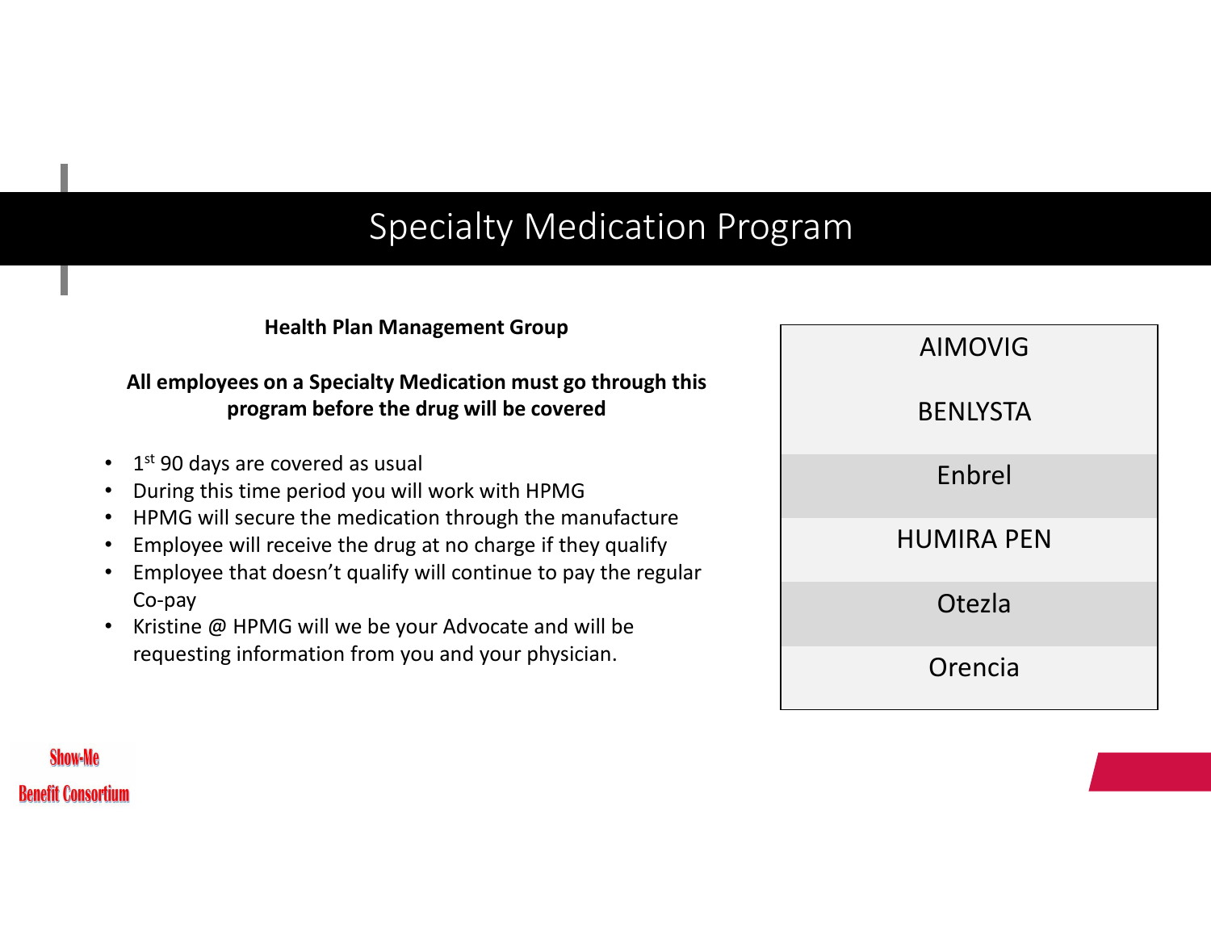# Specialty Medication Program

**Health Plan Management Group**

**All employees on a Specialty Medication must go through this program before the drug will be covered**

- 1st 90 days are covered as usual
- During this time period you will work with HPMG
- HPMG will secure the medication through the manufacture
- Employee will receive the drug at no charge if they qualify
- Employee that doesn't qualify will continue to pay the regular Co-pay
- Kristine @ HPMG will we be your Advocate and will be requesting information from you and your physician.

| |
|---|
| AIMOVIG |
| BENLYSTA |
| Enbrel |
| HUMIRA PEN |
| Otezla |
| Orencia |

Show-Me Benefit Consortium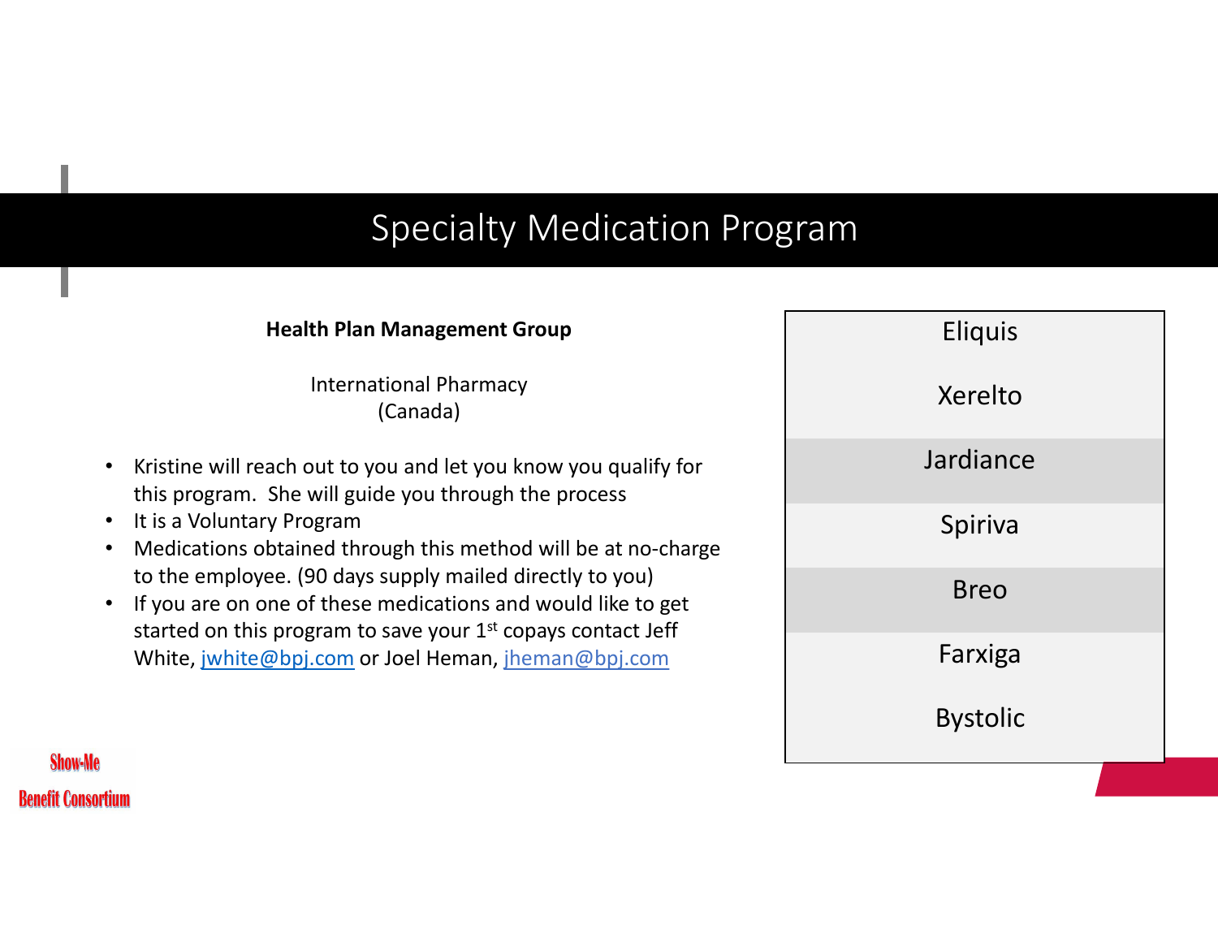# Specialty Medication Program

**Health Plan Management Group**

International Pharmacy
(Canada)

- Kristine will reach out to you and let you know you qualify for this program. She will guide you through the process
- It is a Voluntary Program
- Medications obtained through this method will be at no-charge to the employee. (90 days supply mailed directly to you)
- If you are on one of these medications and would like to get started on this program to save your 1st copays contact Jeff White, jwhite@bpj.com or Joel Heman, jheman@bpj.com

| Medications |
|---|
| Eliquis |
| Xerelto |
| Jardiance |
| Spiriva |
| Breo |
| Farxiga |
| Bystolic |

Show-Me
Benefit Consortium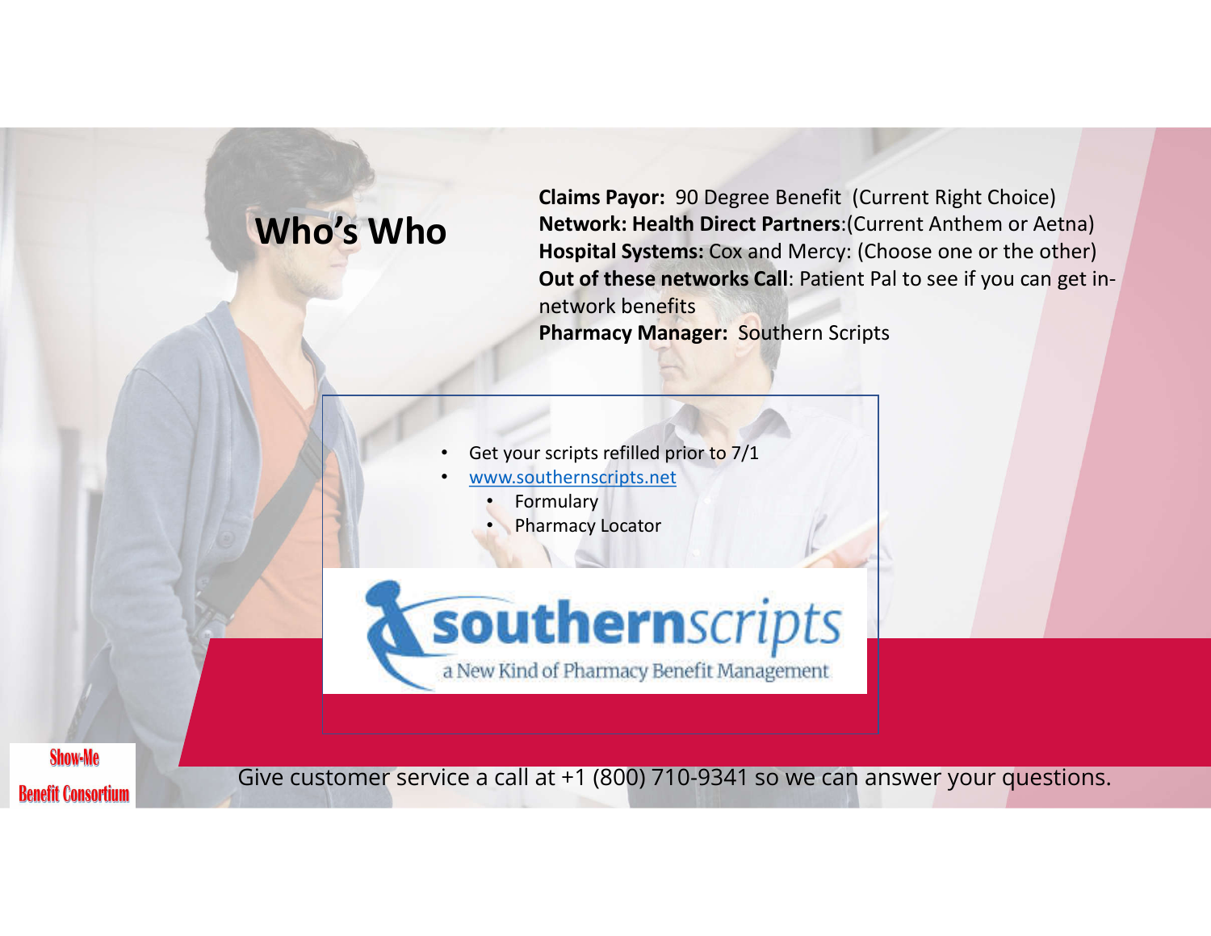# Who's Who

**Claims Payor:** 90 Degree Benefit (Current Right Choice)
**Network: Health Direct Partners**:(Current Anthem or Aetna)
**Hospital Systems:** Cox and Mercy: (Choose one or the other)
**Out of these networks Call**: Patient Pal to see if you can get in-network benefits
**Pharmacy Manager:** Southern Scripts

- Get your scripts refilled prior to 7/1
- www.southernscripts.net
  - Formulary
  - Pharmacy Locator

southernscripts
a New Kind of Pharmacy Benefit Management

Give customer service a call at +1 (800) 710-9341 so we can answer your questions.

Show-Me Benefit Consortium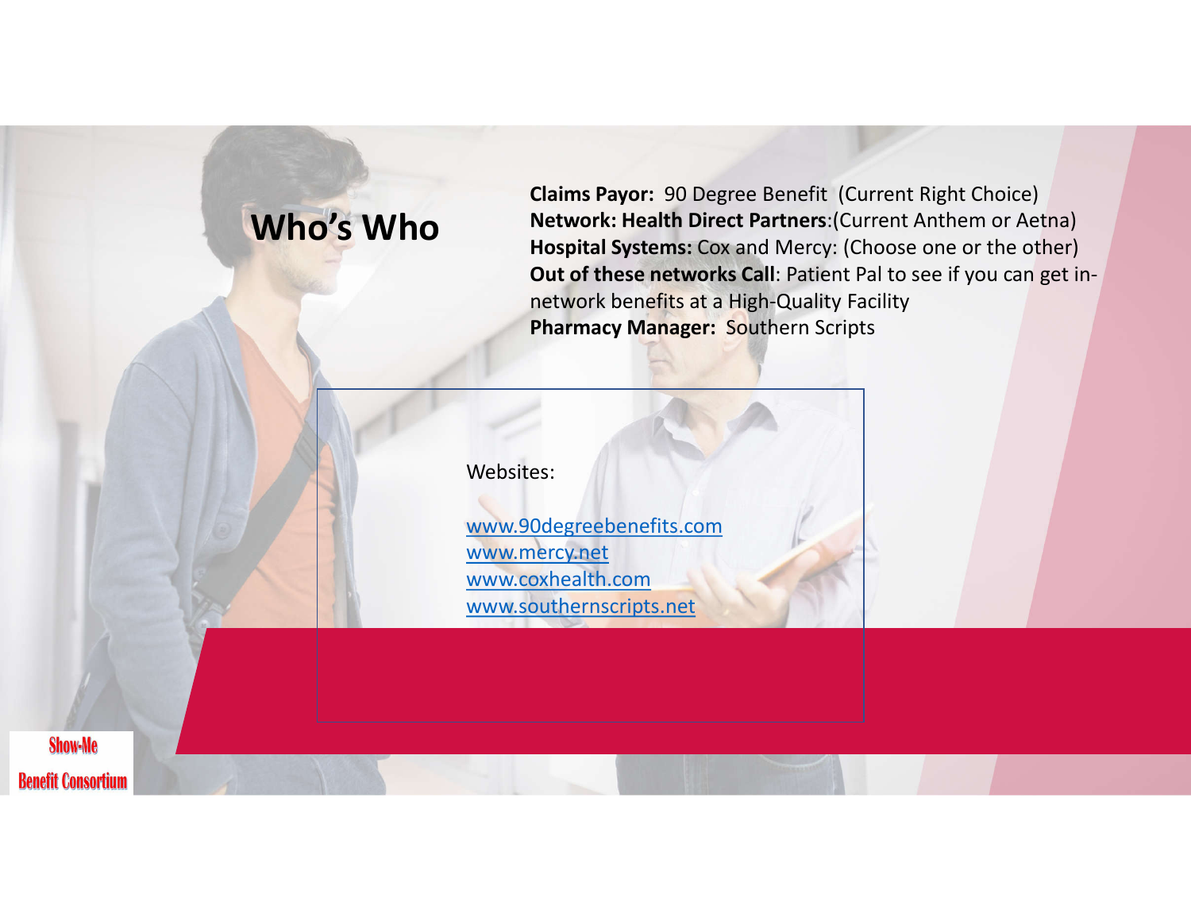# Who's Who

**Claims Payor:** 90 Degree Benefit (Current Right Choice)
**Network: Health Direct Partners**:(Current Anthem or Aetna)
**Hospital Systems:** Cox and Mercy: (Choose one or the other)
**Out of these networks Call**: Patient Pal to see if you can get in-network benefits at a High-Quality Facility
**Pharmacy Manager:** Southern Scripts

Websites:

www.90degreebenefits.com
www.mercy.net
www.coxhealth.com
www.southernscripts.net

Show-Me Benefit Consortium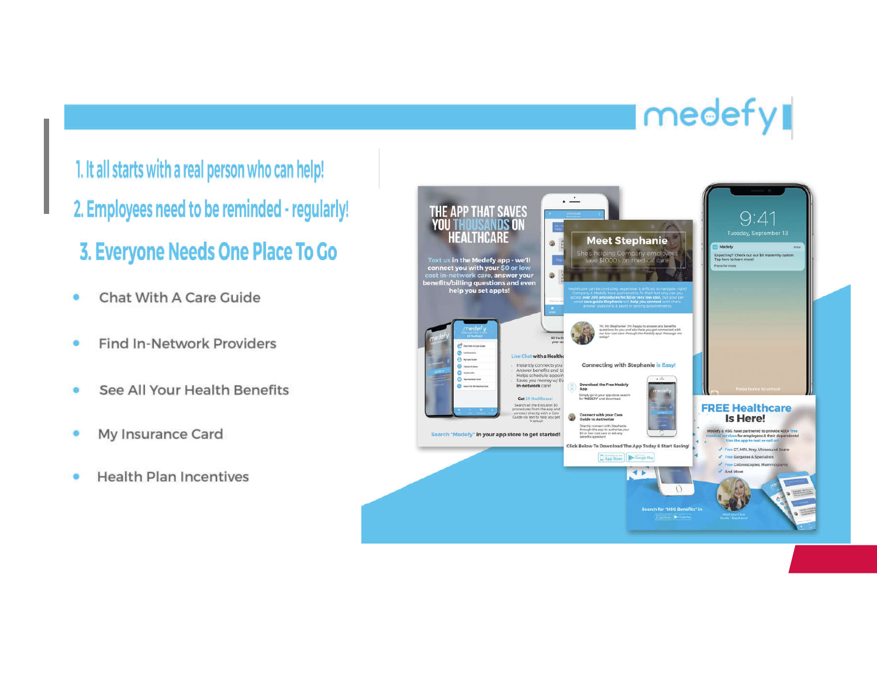medefy

1. It all starts with a real person who can help!
2. Employees need to be reminded - regularly!
3. Everyone Needs One Place To Go

- Chat With A Care Guide
- Find In-Network Providers
- See All Your Health Benefits
- My Insurance Card
- Health Plan Incentives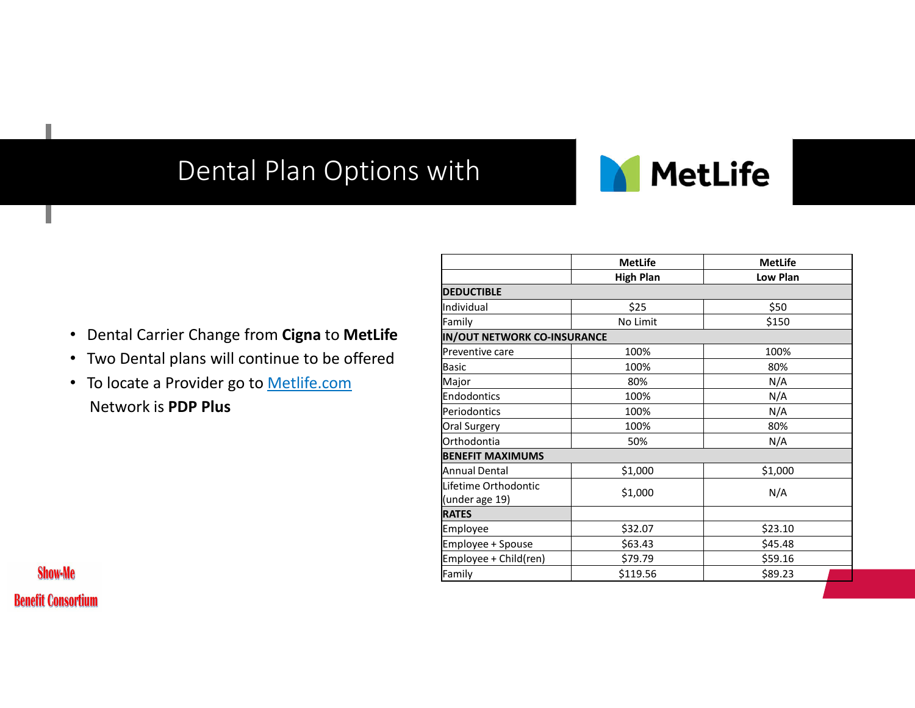# Dental Plan Options with MetLife

- Dental Carrier Change from **Cigna** to **MetLife**
- Two Dental plans will continue to be offered
- To locate a Provider go to Metlife.com
  Network is **PDP Plus**

| | **MetLife High Plan** | **MetLife Low Plan** |
|---|---|---|
| **DEDUCTIBLE** | | |
| Individual | $25 | $50 |
| Family | No Limit | $150 |
| **IN/OUT NETWORK CO-INSURANCE** | | |
| Preventive care | 100% | 100% |
| Basic | 100% | 80% |
| Major | 80% | N/A |
| Endodontics | 100% | N/A |
| Periodontics | 100% | N/A |
| Oral Surgery | 100% | 80% |
| Orthodontia | 50% | N/A |
| **BENEFIT MAXIMUMS** | | |
| Annual Dental | $1,000 | $1,000 |
| Lifetime Orthodontic (under age 19) | $1,000 | N/A |
| **RATES** | | |
| Employee | $32.07 | $23.10 |
| Employee + Spouse | $63.43 | $45.48 |
| Employee + Child(ren) | $79.79 | $59.16 |
| Family | $119.56 | $89.23 |

Show-Me Benefit Consortium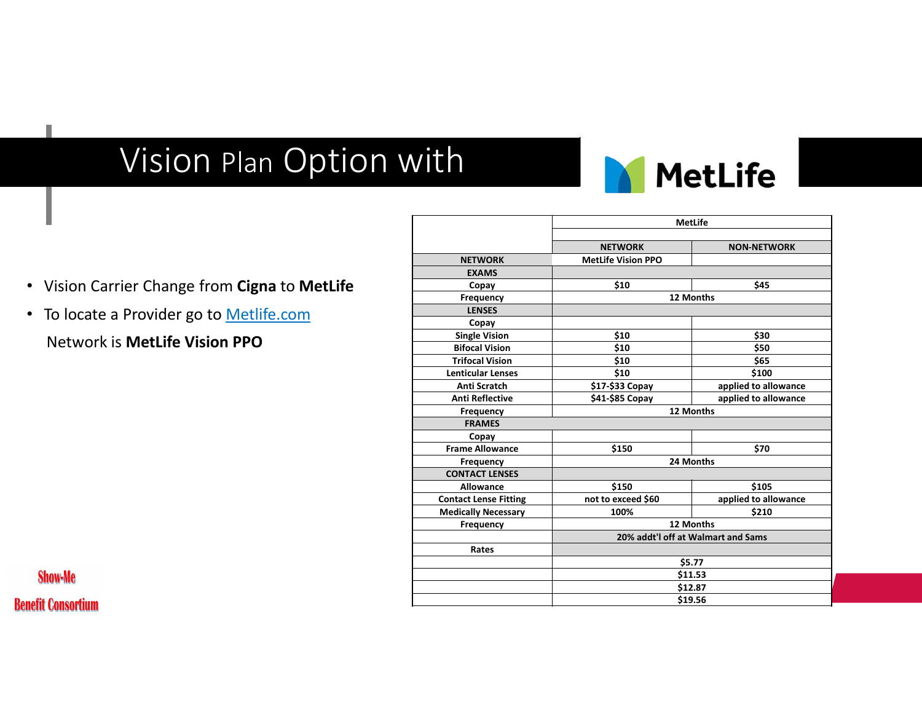# Vision Plan Option with MetLife

- Vision Carrier Change from **Cigna** to **MetLife**
- To locate a Provider go to [Metlife.com](Metlife.com)

Network is **MetLife Vision PPO**

| | MetLife | |
|---|---|---|
| | | |
| | NETWORK | NON-NETWORK |
| NETWORK | MetLife Vision PPO | |
| EXAMS | | |
| Copay | $10 | $45 |
| Frequency | 12 Months | |
| LENSES | | |
| Copay | | |
| Single Vision | $10 | $30 |
| Bifocal Vision | $10 | $50 |
| Trifocal Vision | $10 | $65 |
| Lenticular Lenses | $10 | $100 |
| Anti Scratch | $17-$33 Copay | applied to allowance |
| Anti Reflective | $41-$85 Copay | applied to allowance |
| Frequency | 12 Months | |
| FRAMES | | |
| Copay | | |
| Frame Allowance | $150 | $70 |
| Frequency | 24 Months | |
| CONTACT LENSES | | |
| Allowance | $150 | $105 |
| Contact Lense Fitting | not to exceed $60 | applied to allowance |
| Medically Necessary | 100% | $210 |
| Frequency | 12 Months | |
| | 20% addt'l off at Walmart and Sams | |
| Rates | | |
| | $5.77 | |
| | $11.53 | |
| | $12.87 | |
| | $19.56 | |

Show-Me Benefit Consortium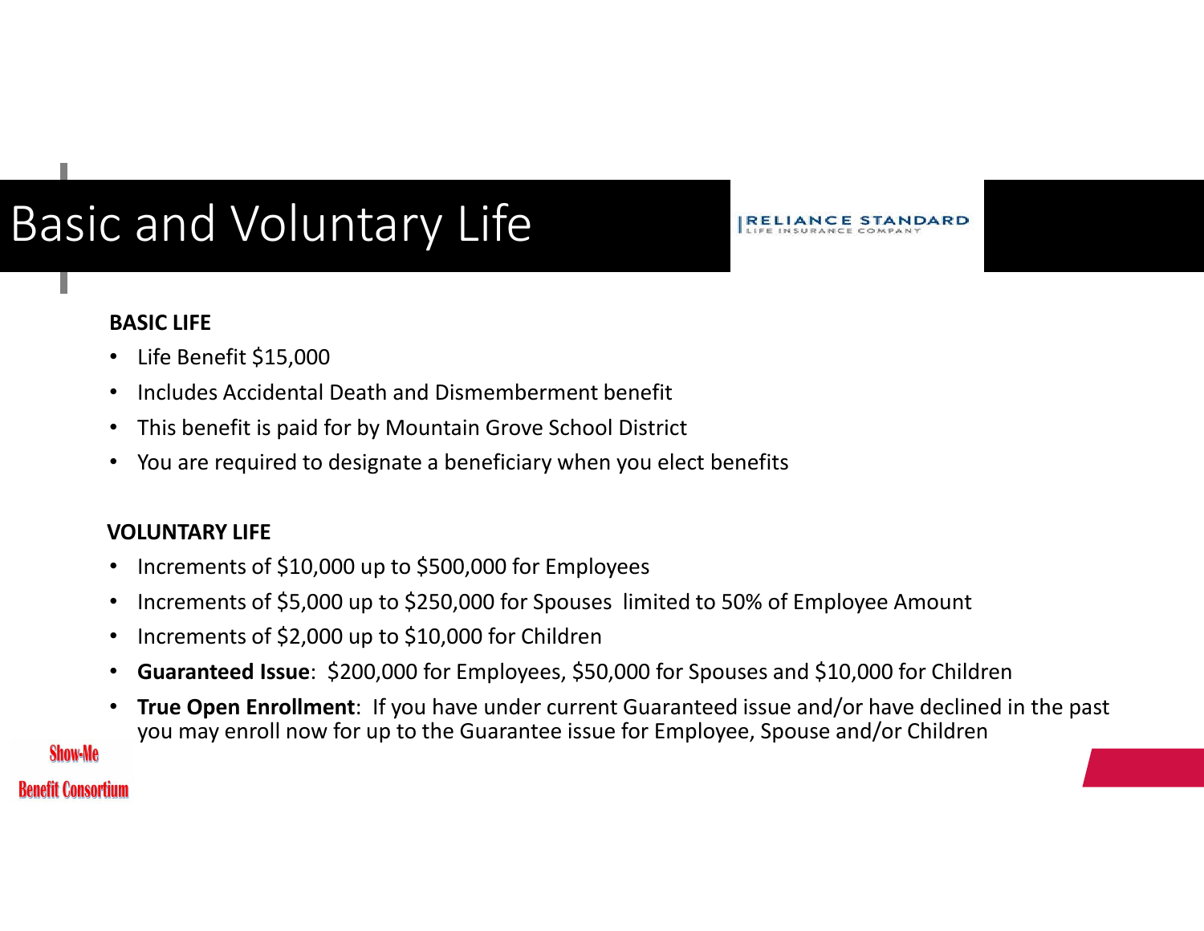# Basic and Voluntary Life

RELIANCE STANDARD LIFE INSURANCE COMPANY

**BASIC LIFE**

- Life Benefit $15,000
- Includes Accidental Death and Dismemberment benefit
- This benefit is paid for by Mountain Grove School District
- You are required to designate a beneficiary when you elect benefits

**VOLUNTARY LIFE**

- Increments of $10,000 up to $500,000 for Employees
- Increments of $5,000 up to $250,000 for Spouses  limited to 50% of Employee Amount
- Increments of $2,000 up to $10,000 for Children
- **Guaranteed Issue**:  $200,000 for Employees, $50,000 for Spouses and $10,000 for Children
- **True Open Enrollment**:  If you have under current Guaranteed issue and/or have declined in the past you may enroll now for up to the Guarantee issue for Employee, Spouse and/or Children

Show-Me Benefit Consortium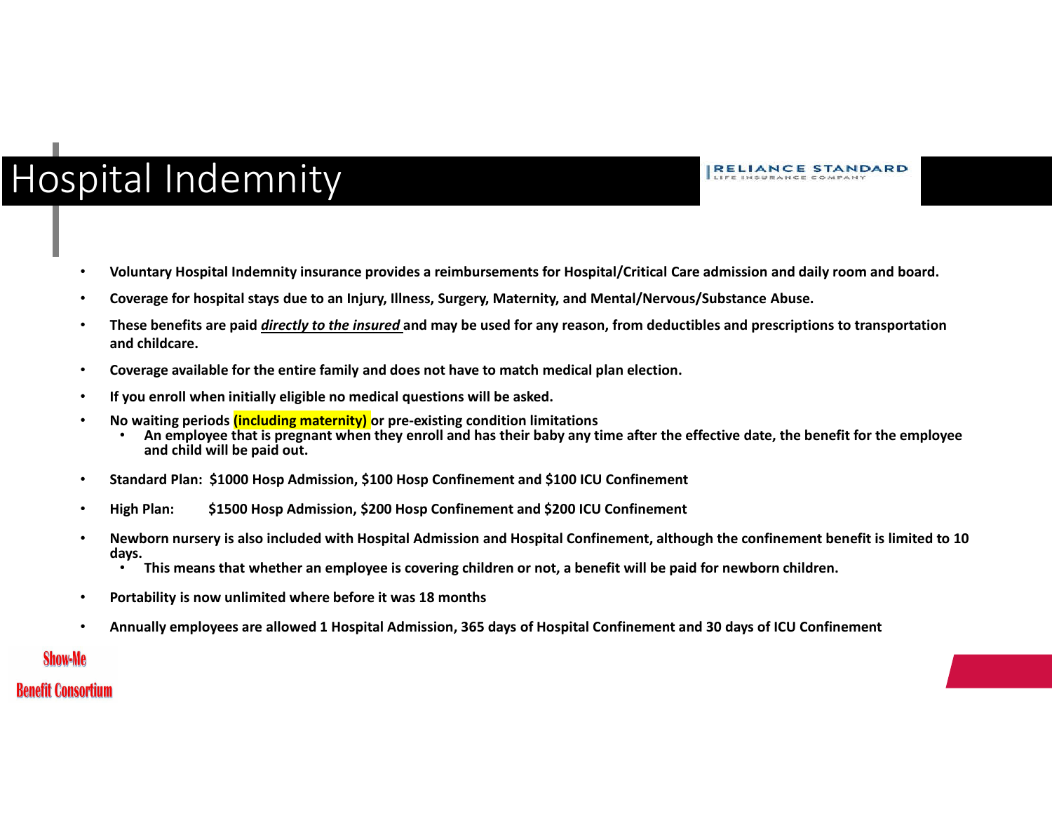# Hospital Indemnity

RELIANCE STANDARD LIFE INSURANCE COMPANY

- **Voluntary Hospital Indemnity insurance provides a reimbursements for Hospital/Critical Care admission and daily room and board.**
- **Coverage for hospital stays due to an Injury, Illness, Surgery, Maternity, and Mental/Nervous/Substance Abuse.**
- **These benefits are paid *directly to the insured* and may be used for any reason, from deductibles and prescriptions to transportation and childcare.**
- **Coverage available for the entire family and does not have to match medical plan election.**
- **If you enroll when initially eligible no medical questions will be asked.**
- **No waiting periods (including maternity) or pre-existing condition limitations**
  - **An employee that is pregnant when they enroll and has their baby any time after the effective date, the benefit for the employee and child will be paid out.**
- **Standard Plan: $1000 Hosp Admission, $100 Hosp Confinement and $100 ICU Confinement**
- **High Plan: $1500 Hosp Admission, $200 Hosp Confinement and $200 ICU Confinement**
- **Newborn nursery is also included with Hospital Admission and Hospital Confinement, although the confinement benefit is limited to 10 days.**
  - **This means that whether an employee is covering children or not, a benefit will be paid for newborn children.**
- **Portability is now unlimited where before it was 18 months**
- **Annually employees are allowed 1 Hospital Admission, 365 days of Hospital Confinement and 30 days of ICU Confinement**

Show-Me Benefit Consortium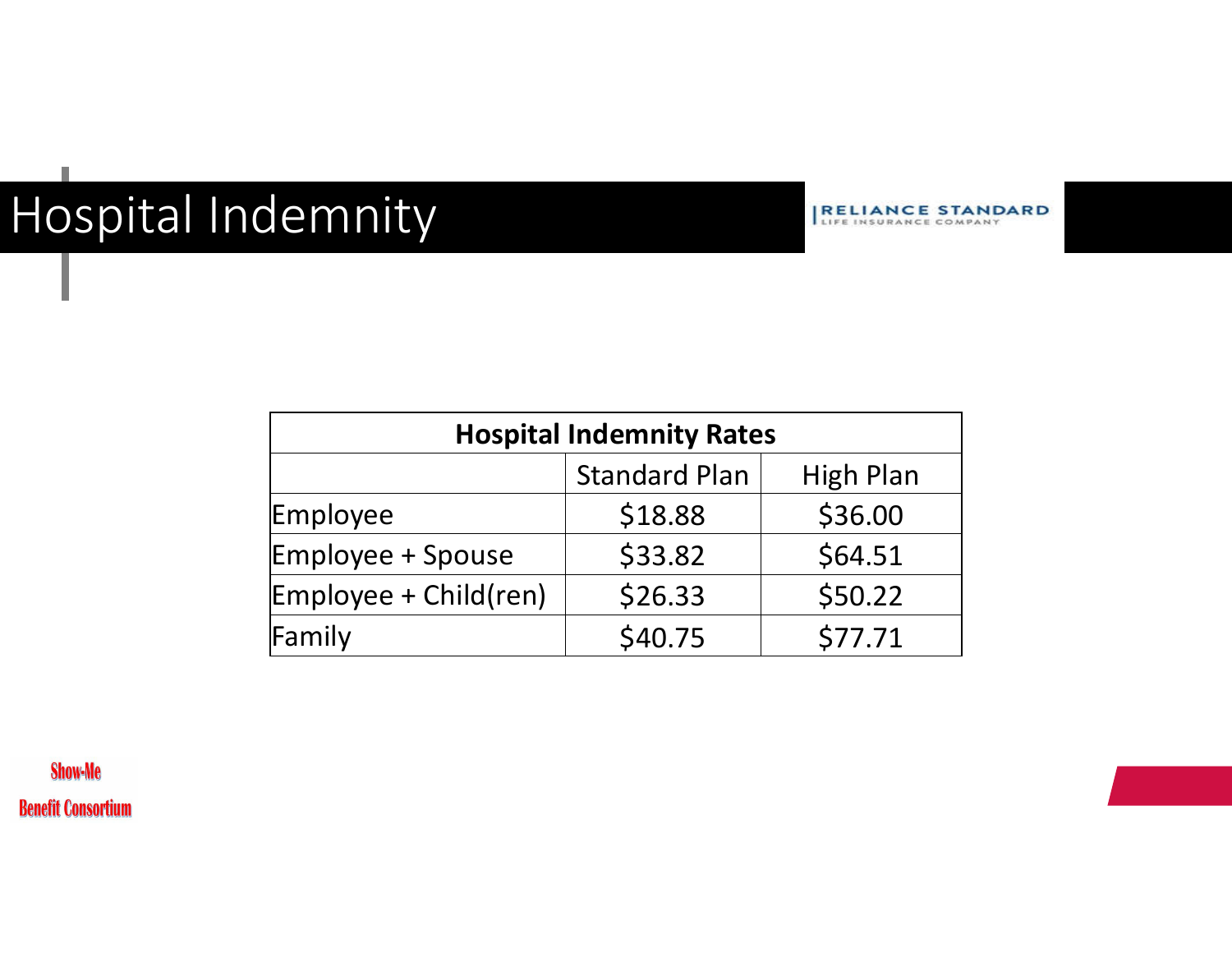# Hospital Indemnity

RELIANCE STANDARD LIFE INSURANCE COMPANY

| Hospital Indemnity Rates | | |
|---|---|---|
| | Standard Plan | High Plan |
| Employee | $18.88 | $36.00 |
| Employee + Spouse | $33.82 | $64.51 |
| Employee + Child(ren) | $26.33 | $50.22 |
| Family | $40.75 | $77.71 |

Show-Me Benefit Consortium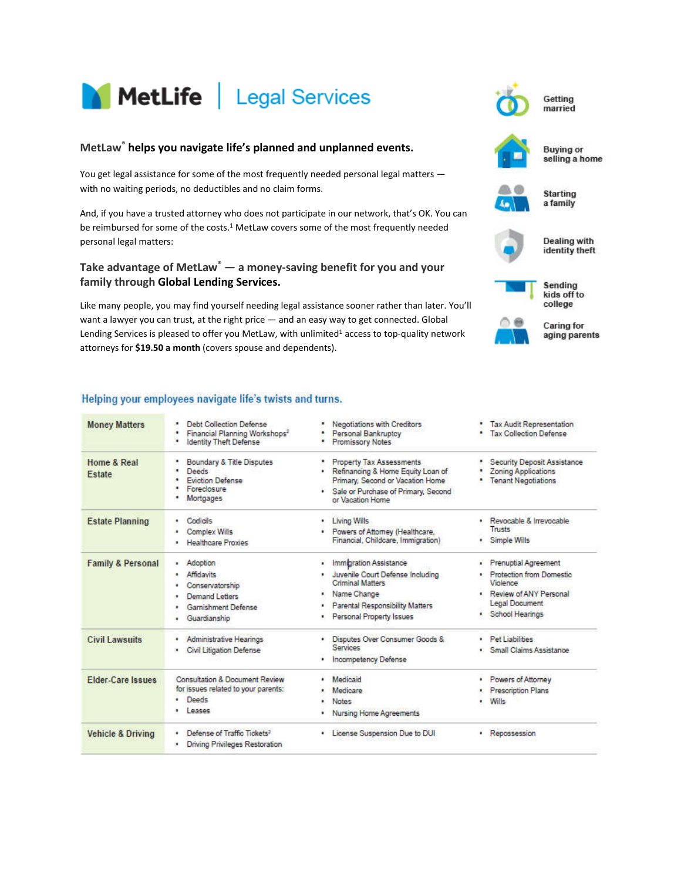# MetLife | Legal Services

## MetLaw® helps you navigate life's planned and unplanned events.

You get legal assistance for some of the most frequently needed personal legal matters — with no waiting periods, no deductibles and no claim forms.

And, if you have a trusted attorney who does not participate in our network, that's OK. You can be reimbursed for some of the costs.[1] MetLaw covers some of the most frequently needed personal legal matters:

## Take advantage of MetLaw® — a money-saving benefit for you and your family through **Global Lending Services.**

Like many people, you may find yourself needing legal assistance sooner rather than later. You'll want a lawyer you can trust, at the right price — and an easy way to get connected. Global Lending Services is pleased to offer you MetLaw, with unlimited[1] access to top-quality network attorneys for **$19.50 a month** (covers spouse and dependents).

- Getting married
- Buying or selling a home
- Starting a family
- Dealing with identity theft
- Sending kids off to college
- Caring for aging parents

### Helping your employees navigate life's twists and turns.

| | | | |
|---|---|---|---|
| **Money Matters** | • Debt Collection Defense<br>• Financial Planning Workshops[2]<br>• Identity Theft Defense | • Negotiations with Creditors<br>• Personal Bankruptcy<br>• Promissory Notes | • Tax Audit Representation<br>• Tax Collection Defense |
| **Home & Real Estate** | • Boundary & Title Disputes<br>• Deeds<br>• Eviction Defense<br>• Foreclosure<br>• Mortgages | • Property Tax Assessments<br>• Refinancing & Home Equity Loan of Primary, Second or Vacation Home<br>• Sale or Purchase of Primary, Second or Vacation Home | • Security Deposit Assistance<br>• Zoning Applications<br>• Tenant Negotiations |
| **Estate Planning** | • Codicils<br>• Complex Wills<br>• Healthcare Proxies | • Living Wills<br>• Powers of Attorney (Healthcare, Financial, Childcare, Immigration) | • Revocable & Irrevocable Trusts<br>• Simple Wills |
| **Family & Personal** | • Adoption<br>• Affidavits<br>• Conservatorship<br>• Demand Letters<br>• Garnishment Defense<br>• Guardianship | • Immigration Assistance<br>• Juvenile Court Defense Including Criminal Matters<br>• Name Change<br>• Parental Responsibility Matters<br>• Personal Property Issues | • Prenuptial Agreement<br>• Protection from Domestic Violence<br>• Review of ANY Personal Legal Document<br>• School Hearings |
| **Civil Lawsuits** | • Administrative Hearings<br>• Civil Litigation Defense | • Disputes Over Consumer Goods & Services<br>• Incompetency Defense | • Pet Liabilities<br>• Small Claims Assistance |
| **Elder-Care Issues** | Consultation & Document Review for issues related to your parents:<br>• Deeds<br>• Leases | • Medicaid<br>• Medicare<br>• Notes<br>• Nursing Home Agreements | • Powers of Attorney<br>• Prescription Plans<br>• Wills |
| **Vehicle & Driving** | • Defense of Traffic Tickets[3]<br>• Driving Privileges Restoration | • License Suspension Due to DUI | • Repossession |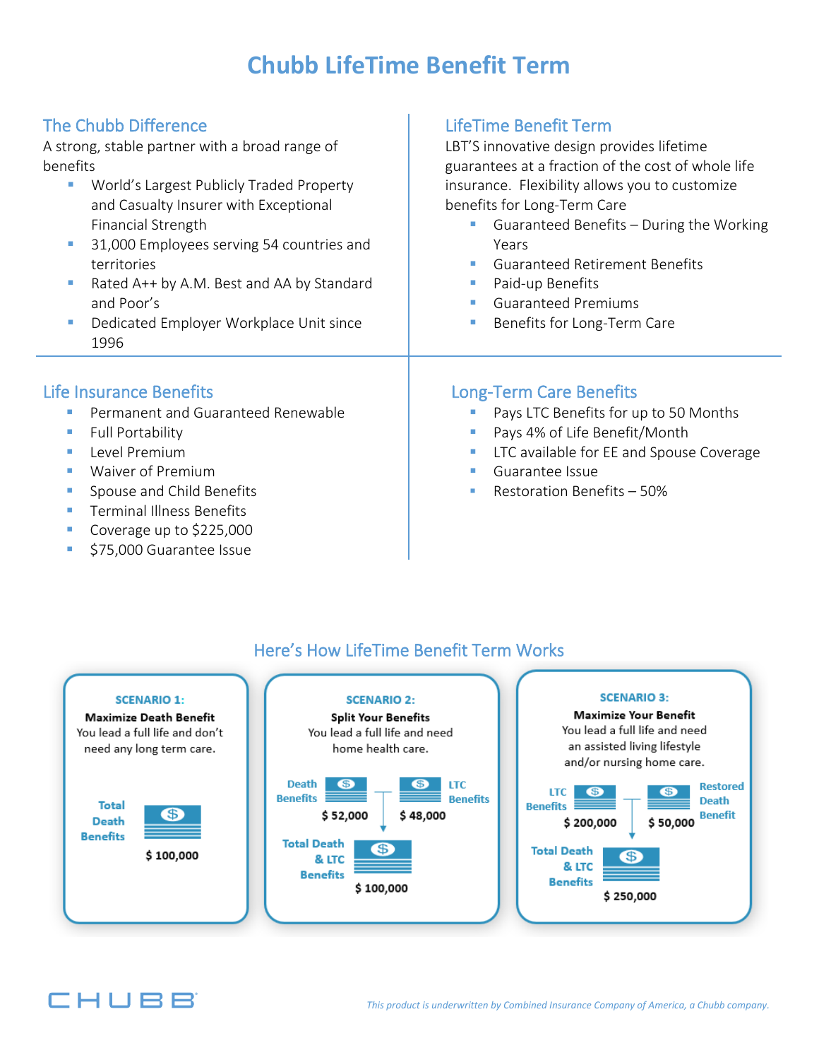# Chubb LifeTime Benefit Term

## The Chubb Difference

A strong, stable partner with a broad range of benefits

- World's Largest Publicly Traded Property and Casualty Insurer with Exceptional Financial Strength
- 31,000 Employees serving 54 countries and territories
- Rated A++ by A.M. Best and AA by Standard and Poor's
- Dedicated Employer Workplace Unit since 1996

## LifeTime Benefit Term

LBT'S innovative design provides lifetime guarantees at a fraction of the cost of whole life insurance. Flexibility allows you to customize benefits for Long-Term Care

- Guaranteed Benefits – During the Working Years
- Guaranteed Retirement Benefits
- Paid-up Benefits
- Guaranteed Premiums
- Benefits for Long-Term Care

## Life Insurance Benefits

- Permanent and Guaranteed Renewable
- Full Portability
- Level Premium
- Waiver of Premium
- Spouse and Child Benefits
- Terminal Illness Benefits
- Coverage up to $225,000
- $75,000 Guarantee Issue

## Long-Term Care Benefits

- Pays LTC Benefits for up to 50 Months
- Pays 4% of Life Benefit/Month
- LTC available for EE and Spouse Coverage
- Guarantee Issue
- Restoration Benefits – 50%

## Here's How LifeTime Benefit Term Works

**SCENARIO 1:**

**Maximize Death Benefit**

You lead a full life and don't need any long term care.

Total Death Benefits

$ 100,000

**SCENARIO 2:**

**Split Your Benefits**

You lead a full life and need home health care.

Death Benefits $ 52,000

LTC Benefits $ 48,000

Total Death & LTC Benefits

$ 100,000

**SCENARIO 3:**

**Maximize Your Benefit**

You lead a full life and need an assisted living lifestyle and/or nursing home care.

LTC Benefits $ 200,000

Restored Death Benefit $ 50,000

Total Death & LTC Benefits

$ 250,000

CHUBB

*This product is underwritten by Combined Insurance Company of America, a Chubb company.*